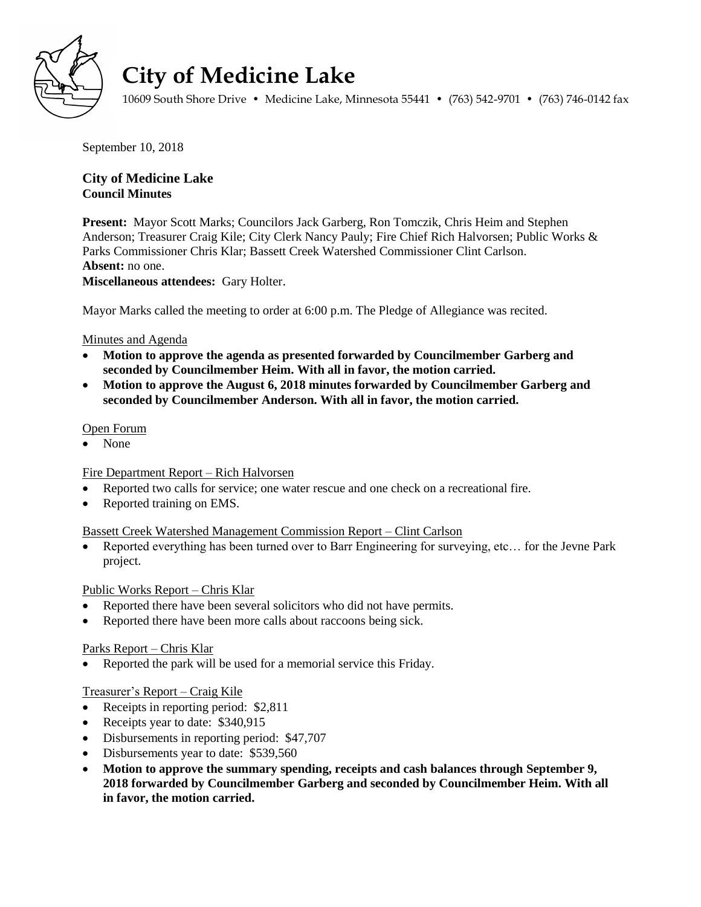# City of Medicine Lake

10609 South Shore Drive • Medicine Lake, Minnesota 55441 • (763) 542-9701 • (763) 746-0142 fax

September 10, 2018

**City of Medicine Lake**
**Council Minutes**

**Present:** Mayor Scott Marks; Councilors Jack Garberg, Ron Tomczik, Chris Heim and Stephen Anderson; Treasurer Craig Kile; City Clerk Nancy Pauly; Fire Chief Rich Halvorsen; Public Works & Parks Commissioner Chris Klar; Bassett Creek Watershed Commissioner Clint Carlson.
**Absent:** no one.
**Miscellaneous attendees:** Gary Holter.

Mayor Marks called the meeting to order at 6:00 p.m. The Pledge of Allegiance was recited.

Minutes and Agenda

- **Motion to approve the agenda as presented forwarded by Councilmember Garberg and seconded by Councilmember Heim. With all in favor, the motion carried.**
- **Motion to approve the August 6, 2018 minutes forwarded by Councilmember Garberg and seconded by Councilmember Anderson. With all in favor, the motion carried.**

Open Forum

- None

Fire Department Report – Rich Halvorsen

- Reported two calls for service; one water rescue and one check on a recreational fire.
- Reported training on EMS.

Bassett Creek Watershed Management Commission Report – Clint Carlson

- Reported everything has been turned over to Barr Engineering for surveying, etc… for the Jevne Park project.

Public Works Report – Chris Klar

- Reported there have been several solicitors who did not have permits.
- Reported there have been more calls about raccoons being sick.

Parks Report – Chris Klar

- Reported the park will be used for a memorial service this Friday.

Treasurer's Report – Craig Kile

- Receipts in reporting period: $2,811
- Receipts year to date: $340,915
- Disbursements in reporting period: $47,707
- Disbursements year to date: $539,560
- **Motion to approve the summary spending, receipts and cash balances through September 9, 2018 forwarded by Councilmember Garberg and seconded by Councilmember Heim. With all in favor, the motion carried.**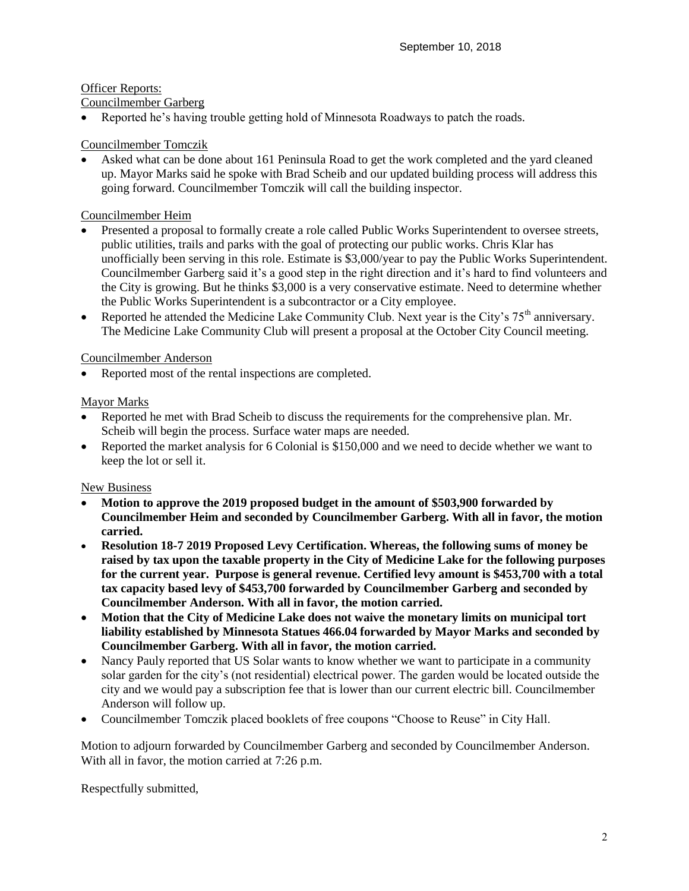September 10, 2018

Officer Reports:

Councilmember Garberg

- Reported he's having trouble getting hold of Minnesota Roadways to patch the roads.

Councilmember Tomczik

- Asked what can be done about 161 Peninsula Road to get the work completed and the yard cleaned up. Mayor Marks said he spoke with Brad Scheib and our updated building process will address this going forward. Councilmember Tomczik will call the building inspector.

Councilmember Heim

- Presented a proposal to formally create a role called Public Works Superintendent to oversee streets, public utilities, trails and parks with the goal of protecting our public works. Chris Klar has unofficially been serving in this role. Estimate is $3,000/year to pay the Public Works Superintendent. Councilmember Garberg said it's a good step in the right direction and it's hard to find volunteers and the City is growing. But he thinks $3,000 is a very conservative estimate. Need to determine whether the Public Works Superintendent is a subcontractor or a City employee.
- Reported he attended the Medicine Lake Community Club. Next year is the City's 75th anniversary. The Medicine Lake Community Club will present a proposal at the October City Council meeting.

Councilmember Anderson

- Reported most of the rental inspections are completed.

Mayor Marks

- Reported he met with Brad Scheib to discuss the requirements for the comprehensive plan. Mr. Scheib will begin the process. Surface water maps are needed.
- Reported the market analysis for 6 Colonial is $150,000 and we need to decide whether we want to keep the lot or sell it.

New Business

- **Motion to approve the 2019 proposed budget in the amount of $503,900 forwarded by Councilmember Heim and seconded by Councilmember Garberg. With all in favor, the motion carried.**
- **Resolution 18-7 2019 Proposed Levy Certification. Whereas, the following sums of money be raised by tax upon the taxable property in the City of Medicine Lake for the following purposes for the current year. Purpose is general revenue. Certified levy amount is $453,700 with a total tax capacity based levy of $453,700 forwarded by Councilmember Garberg and seconded by Councilmember Anderson. With all in favor, the motion carried.**
- **Motion that the City of Medicine Lake does not waive the monetary limits on municipal tort liability established by Minnesota Statues 466.04 forwarded by Mayor Marks and seconded by Councilmember Garberg. With all in favor, the motion carried.**
- Nancy Pauly reported that US Solar wants to know whether we want to participate in a community solar garden for the city's (not residential) electrical power. The garden would be located outside the city and we would pay a subscription fee that is lower than our current electric bill. Councilmember Anderson will follow up.
- Councilmember Tomczik placed booklets of free coupons "Choose to Reuse" in City Hall.

Motion to adjourn forwarded by Councilmember Garberg and seconded by Councilmember Anderson. With all in favor, the motion carried at 7:26 p.m.

Respectfully submitted,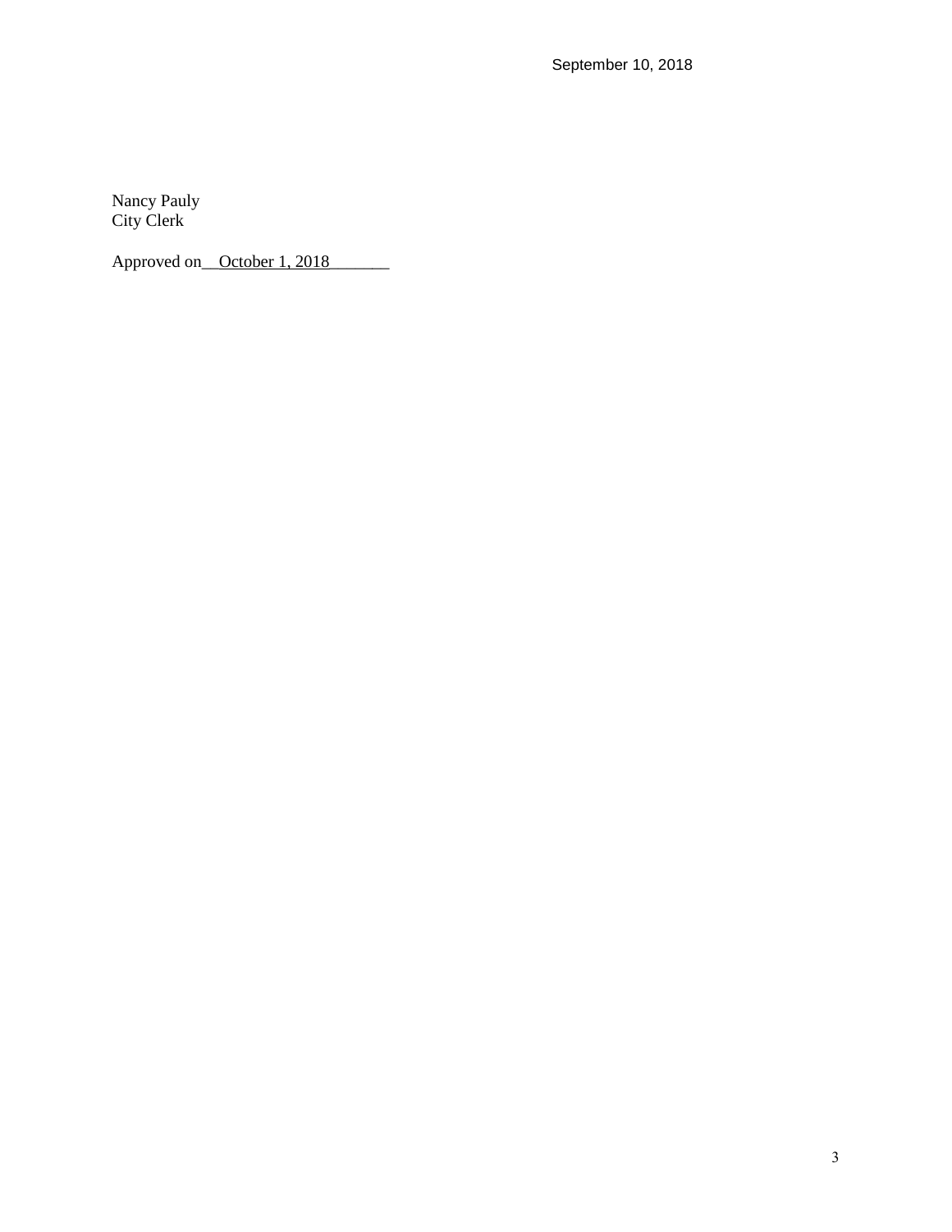Nancy Pauly
City Clerk

Approved on__October 1, 2018_______